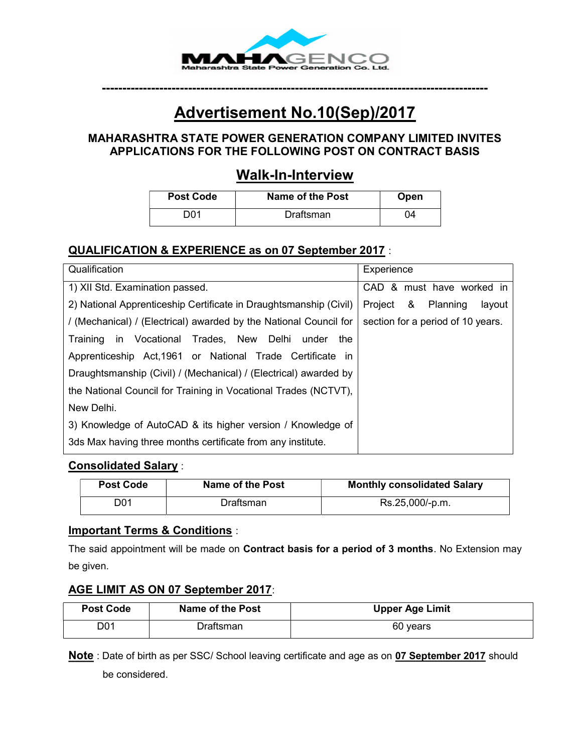**MAHAGENCO**
Maharashtra State Power Generation Co. Ltd.

---

# Advertisement No.10(Sep)/2017

### MAHARASHTRA STATE POWER GENERATION COMPANY LIMITED INVITES APPLICATIONS FOR THE FOLLOWING POST ON CONTRACT BASIS

## Walk-In-Interview

| Post Code | Name of the Post | Open |
|---|---|---|
| D01 | Draftsman | 04 |

### QUALIFICATION & EXPERIENCE as on 07 September 2017 :

| Qualification | Experience |
|---|---|
| 1) XII Std. Examination passed.<br>2) National Apprenticeship Certificate in Draughtsmanship (Civil) / (Mechanical) / (Electrical) awarded by the National Council for Training in Vocational Trades, New Delhi under the Apprenticeship Act,1961 or National Trade Certificate in Draughtsmanship (Civil) / (Mechanical) / (Electrical) awarded by the National Council for Training in Vocational Trades (NCTVT), New Delhi.<br>3) Knowledge of AutoCAD & its higher version / Knowledge of 3ds Max having three months certificate from any institute. | CAD & must have worked in Project & Planning layout section for a period of 10 years. |

### Consolidated Salary :

| Post Code | Name of the Post | Monthly consolidated Salary |
|---|---|---|
| D01 | Draftsman | Rs.25,000/-p.m. |

### Important Terms & Conditions :

The said appointment will be made on **Contract basis for a period of 3 months**. No Extension may be given.

### AGE LIMIT AS ON 07 September 2017:

| Post Code | Name of the Post | Upper Age Limit |
|---|---|---|
| D01 | Draftsman | 60 years |

**Note** : Date of birth as per SSC/ School leaving certificate and age as on **07 September 2017** should be considered.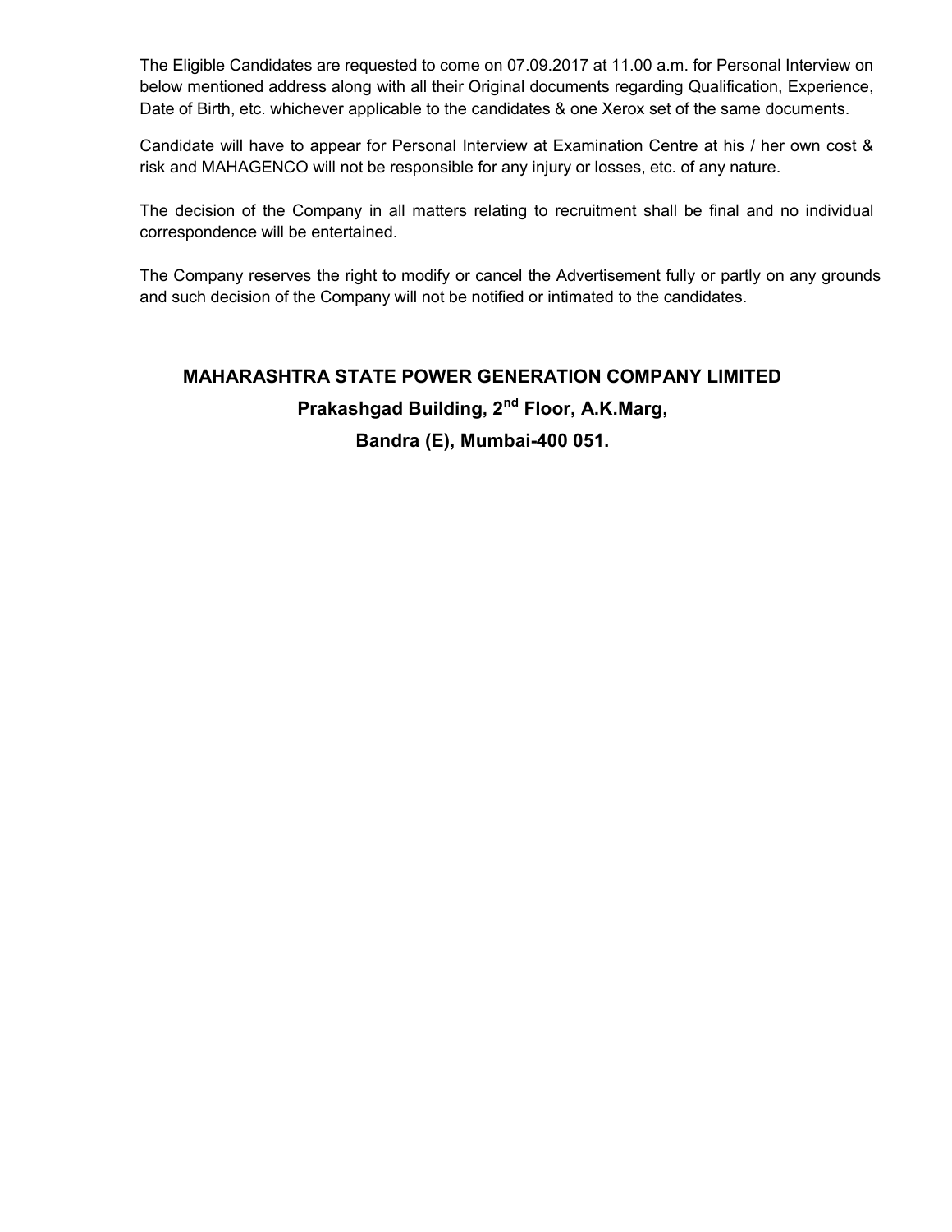The Eligible Candidates are requested to come on 07.09.2017 at 11.00 a.m. for Personal Interview on below mentioned address along with all their Original documents regarding Qualification, Experience, Date of Birth, etc. whichever applicable to the candidates & one Xerox set of the same documents.

Candidate will have to appear for Personal Interview at Examination Centre at his / her own cost & risk and MAHAGENCO will not be responsible for any injury or losses, etc. of any nature.

The decision of the Company in all matters relating to recruitment shall be final and no individual correspondence will be entertained.

The Company reserves the right to modify or cancel the Advertisement fully or partly on any grounds and such decision of the Company will not be notified or intimated to the candidates.

**MAHARASHTRA STATE POWER GENERATION COMPANY LIMITED**

**Prakashgad Building, 2nd Floor, A.K.Marg,**

**Bandra (E), Mumbai-400 051.**